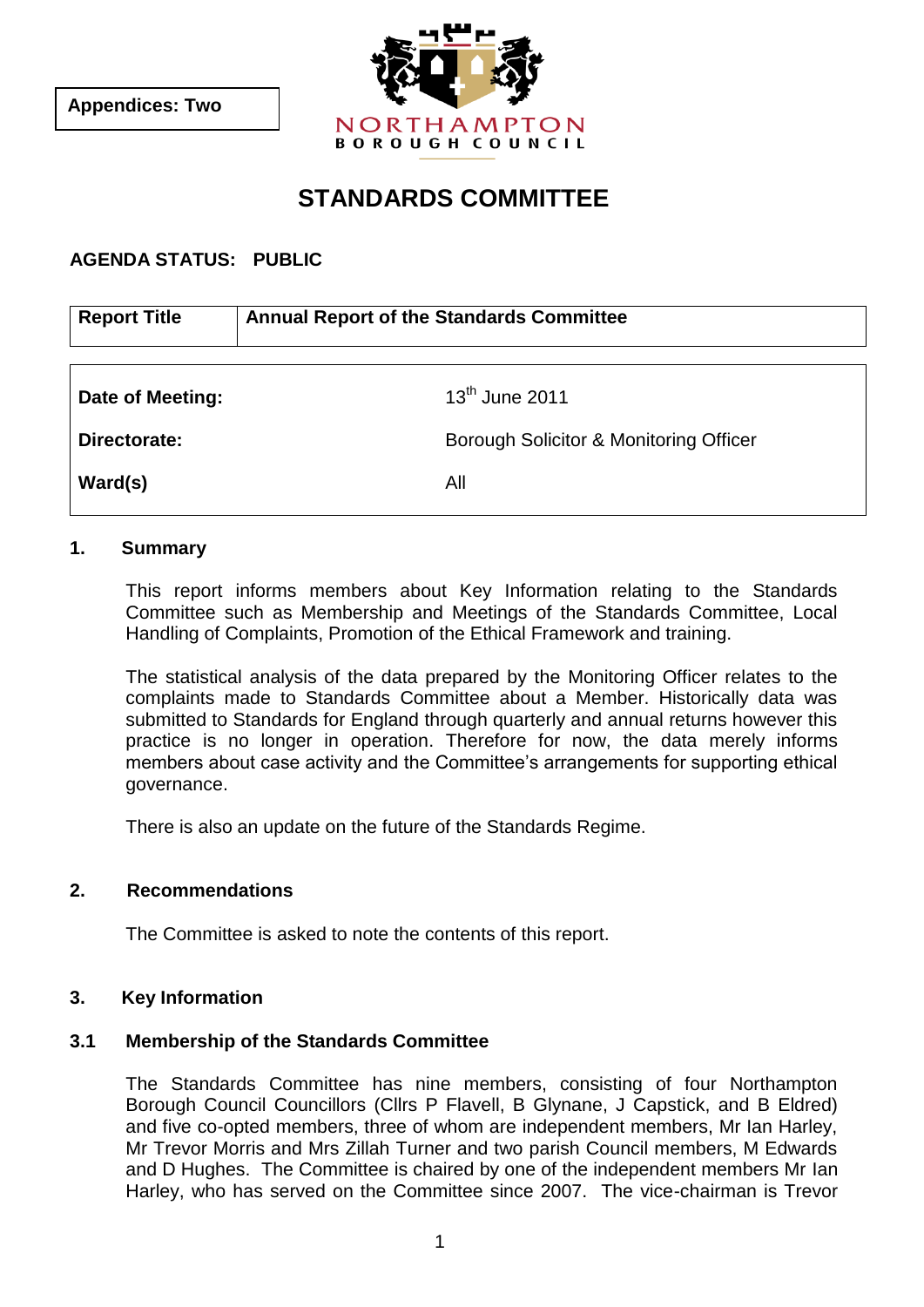**Appendices: Two**

NORTHAMPTON
BOROUGH COUNCIL

# STANDARDS COMMITTEE

**AGENDA STATUS: PUBLIC**

| **Report Title** | **Annual Report of the Standards Committee** |
|---|---|

| | |
|---|---|
| **Date of Meeting:** | 13th June 2011 |
| **Directorate:** | Borough Solicitor & Monitoring Officer |
| **Ward(s)** | All |

## 1. Summary

This report informs members about Key Information relating to the Standards Committee such as Membership and Meetings of the Standards Committee, Local Handling of Complaints, Promotion of the Ethical Framework and training.

The statistical analysis of the data prepared by the Monitoring Officer relates to the complaints made to Standards Committee about a Member. Historically data was submitted to Standards for England through quarterly and annual returns however this practice is no longer in operation. Therefore for now, the data merely informs members about case activity and the Committee's arrangements for supporting ethical governance.

There is also an update on the future of the Standards Regime.

## 2. Recommendations

The Committee is asked to note the contents of this report.

## 3. Key Information

### 3.1 Membership of the Standards Committee

The Standards Committee has nine members, consisting of four Northampton Borough Council Councillors (Cllrs P Flavell, B Glynane, J Capstick, and B Eldred) and five co-opted members, three of whom are independent members, Mr Ian Harley, Mr Trevor Morris and Mrs Zillah Turner and two parish Council members, M Edwards and D Hughes. The Committee is chaired by one of the independent members Mr Ian Harley, who has served on the Committee since 2007. The vice-chairman is Trevor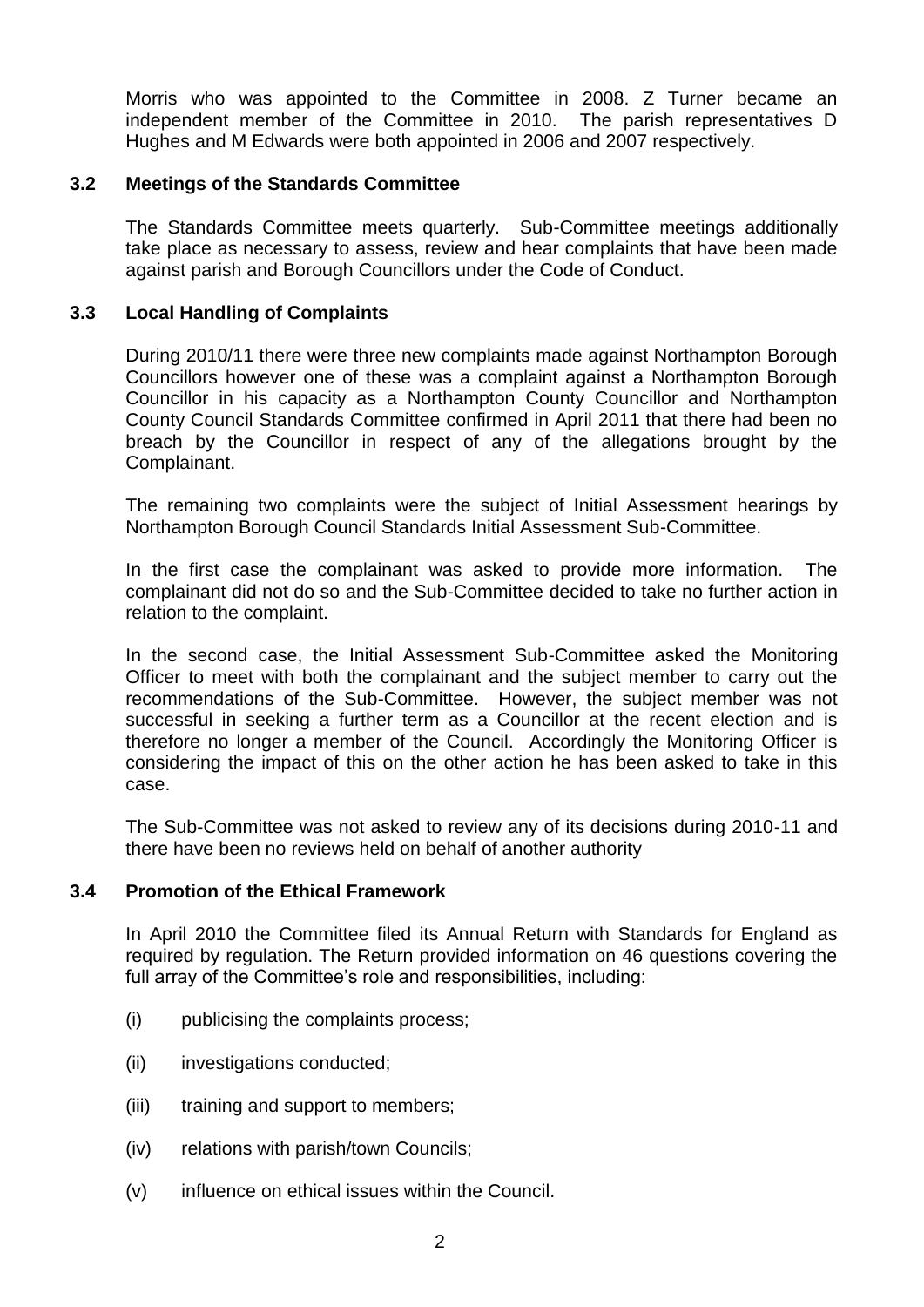Morris who was appointed to the Committee in 2008. Z Turner became an independent member of the Committee in 2010. The parish representatives D Hughes and M Edwards were both appointed in 2006 and 2007 respectively.

### 3.2 Meetings of the Standards Committee

The Standards Committee meets quarterly. Sub-Committee meetings additionally take place as necessary to assess, review and hear complaints that have been made against parish and Borough Councillors under the Code of Conduct.

### 3.3 Local Handling of Complaints

During 2010/11 there were three new complaints made against Northampton Borough Councillors however one of these was a complaint against a Northampton Borough Councillor in his capacity as a Northampton County Councillor and Northampton County Council Standards Committee confirmed in April 2011 that there had been no breach by the Councillor in respect of any of the allegations brought by the Complainant.

The remaining two complaints were the subject of Initial Assessment hearings by Northampton Borough Council Standards Initial Assessment Sub-Committee.

In the first case the complainant was asked to provide more information. The complainant did not do so and the Sub-Committee decided to take no further action in relation to the complaint.

In the second case, the Initial Assessment Sub-Committee asked the Monitoring Officer to meet with both the complainant and the subject member to carry out the recommendations of the Sub-Committee. However, the subject member was not successful in seeking a further term as a Councillor at the recent election and is therefore no longer a member of the Council. Accordingly the Monitoring Officer is considering the impact of this on the other action he has been asked to take in this case.

The Sub-Committee was not asked to review any of its decisions during 2010-11 and there have been no reviews held on behalf of another authority

### 3.4 Promotion of the Ethical Framework

In April 2010 the Committee filed its Annual Return with Standards for England as required by regulation. The Return provided information on 46 questions covering the full array of the Committee's role and responsibilities, including:

(i) publicising the complaints process;

(ii) investigations conducted;

(iii) training and support to members;

(iv) relations with parish/town Councils;

(v) influence on ethical issues within the Council.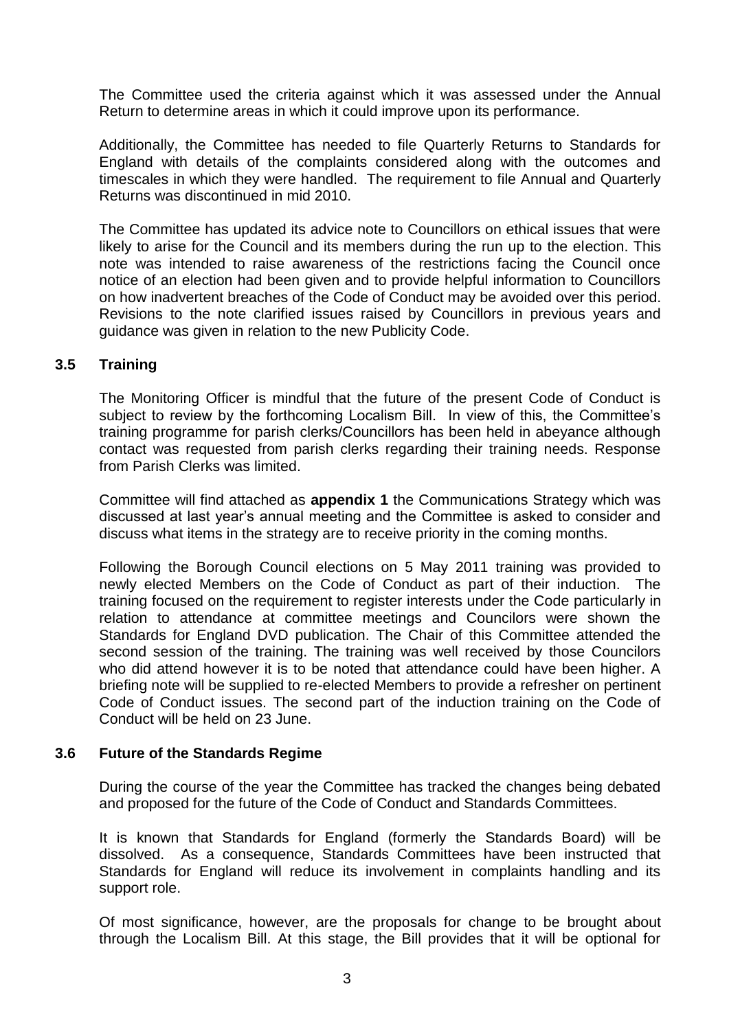The Committee used the criteria against which it was assessed under the Annual Return to determine areas in which it could improve upon its performance.

Additionally, the Committee has needed to file Quarterly Returns to Standards for England with details of the complaints considered along with the outcomes and timescales in which they were handled. The requirement to file Annual and Quarterly Returns was discontinued in mid 2010.

The Committee has updated its advice note to Councillors on ethical issues that were likely to arise for the Council and its members during the run up to the election. This note was intended to raise awareness of the restrictions facing the Council once notice of an election had been given and to provide helpful information to Councillors on how inadvertent breaches of the Code of Conduct may be avoided over this period. Revisions to the note clarified issues raised by Councillors in previous years and guidance was given in relation to the new Publicity Code.

### 3.5 Training

The Monitoring Officer is mindful that the future of the present Code of Conduct is subject to review by the forthcoming Localism Bill. In view of this, the Committee's training programme for parish clerks/Councillors has been held in abeyance although contact was requested from parish clerks regarding their training needs. Response from Parish Clerks was limited.

Committee will find attached as **appendix 1** the Communications Strategy which was discussed at last year's annual meeting and the Committee is asked to consider and discuss what items in the strategy are to receive priority in the coming months.

Following the Borough Council elections on 5 May 2011 training was provided to newly elected Members on the Code of Conduct as part of their induction. The training focused on the requirement to register interests under the Code particularly in relation to attendance at committee meetings and Councilors were shown the Standards for England DVD publication. The Chair of this Committee attended the second session of the training. The training was well received by those Councilors who did attend however it is to be noted that attendance could have been higher. A briefing note will be supplied to re-elected Members to provide a refresher on pertinent Code of Conduct issues. The second part of the induction training on the Code of Conduct will be held on 23 June.

### 3.6 Future of the Standards Regime

During the course of the year the Committee has tracked the changes being debated and proposed for the future of the Code of Conduct and Standards Committees.

It is known that Standards for England (formerly the Standards Board) will be dissolved. As a consequence, Standards Committees have been instructed that Standards for England will reduce its involvement in complaints handling and its support role.

Of most significance, however, are the proposals for change to be brought about through the Localism Bill. At this stage, the Bill provides that it will be optional for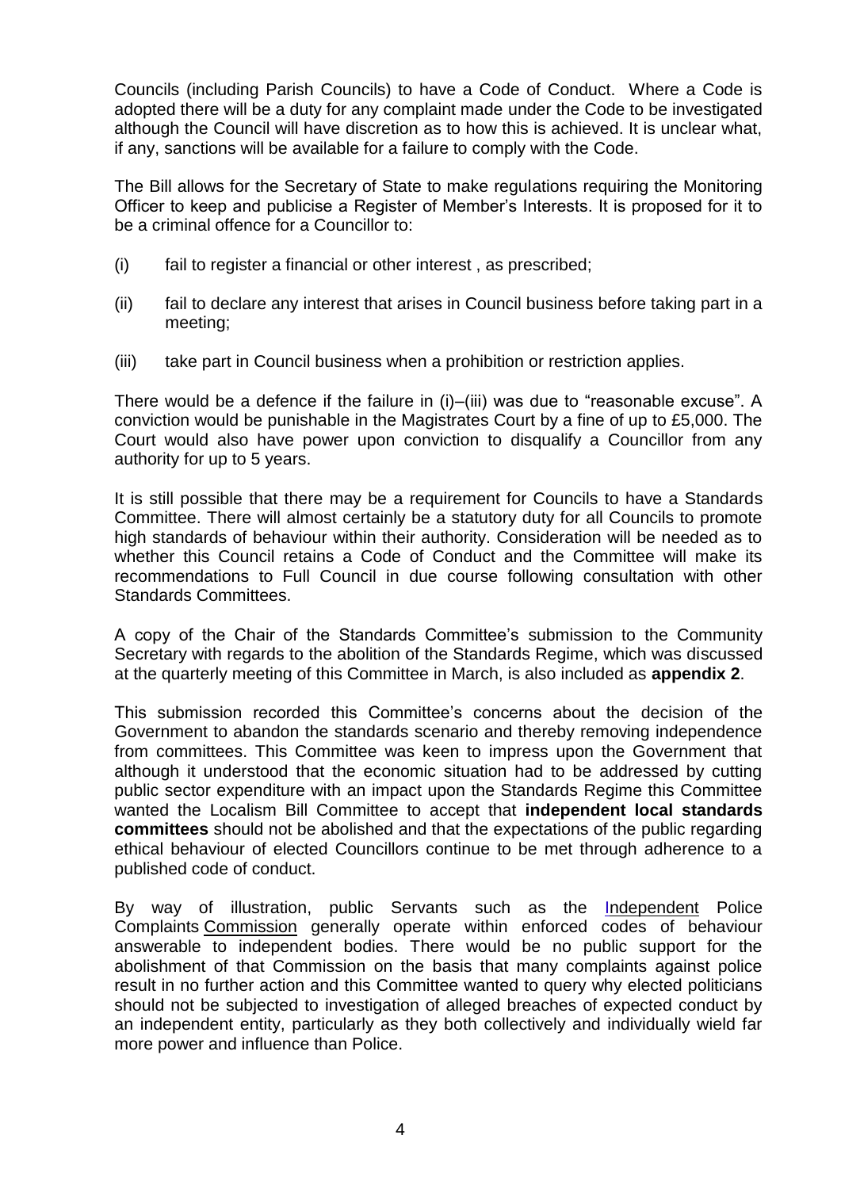Councils (including Parish Councils) to have a Code of Conduct. Where a Code is adopted there will be a duty for any complaint made under the Code to be investigated although the Council will have discretion as to how this is achieved. It is unclear what, if any, sanctions will be available for a failure to comply with the Code.

The Bill allows for the Secretary of State to make regulations requiring the Monitoring Officer to keep and publicise a Register of Member's Interests. It is proposed for it to be a criminal offence for a Councillor to:

(i) fail to register a financial or other interest , as prescribed;

(ii) fail to declare any interest that arises in Council business before taking part in a meeting;

(iii) take part in Council business when a prohibition or restriction applies.

There would be a defence if the failure in (i)–(iii) was due to "reasonable excuse". A conviction would be punishable in the Magistrates Court by a fine of up to £5,000. The Court would also have power upon conviction to disqualify a Councillor from any authority for up to 5 years.

It is still possible that there may be a requirement for Councils to have a Standards Committee. There will almost certainly be a statutory duty for all Councils to promote high standards of behaviour within their authority. Consideration will be needed as to whether this Council retains a Code of Conduct and the Committee will make its recommendations to Full Council in due course following consultation with other Standards Committees.

A copy of the Chair of the Standards Committee's submission to the Community Secretary with regards to the abolition of the Standards Regime, which was discussed at the quarterly meeting of this Committee in March, is also included as **appendix 2**.

This submission recorded this Committee's concerns about the decision of the Government to abandon the standards scenario and thereby removing independence from committees. This Committee was keen to impress upon the Government that although it understood that the economic situation had to be addressed by cutting public sector expenditure with an impact upon the Standards Regime this Committee wanted the Localism Bill Committee to accept that **independent local standards committees** should not be abolished and that the expectations of the public regarding ethical behaviour of elected Councillors continue to be met through adherence to a published code of conduct.

By way of illustration, public Servants such as the Independent Police Complaints Commission generally operate within enforced codes of behaviour answerable to independent bodies. There would be no public support for the abolishment of that Commission on the basis that many complaints against police result in no further action and this Committee wanted to query why elected politicians should not be subjected to investigation of alleged breaches of expected conduct by an independent entity, particularly as they both collectively and individually wield far more power and influence than Police.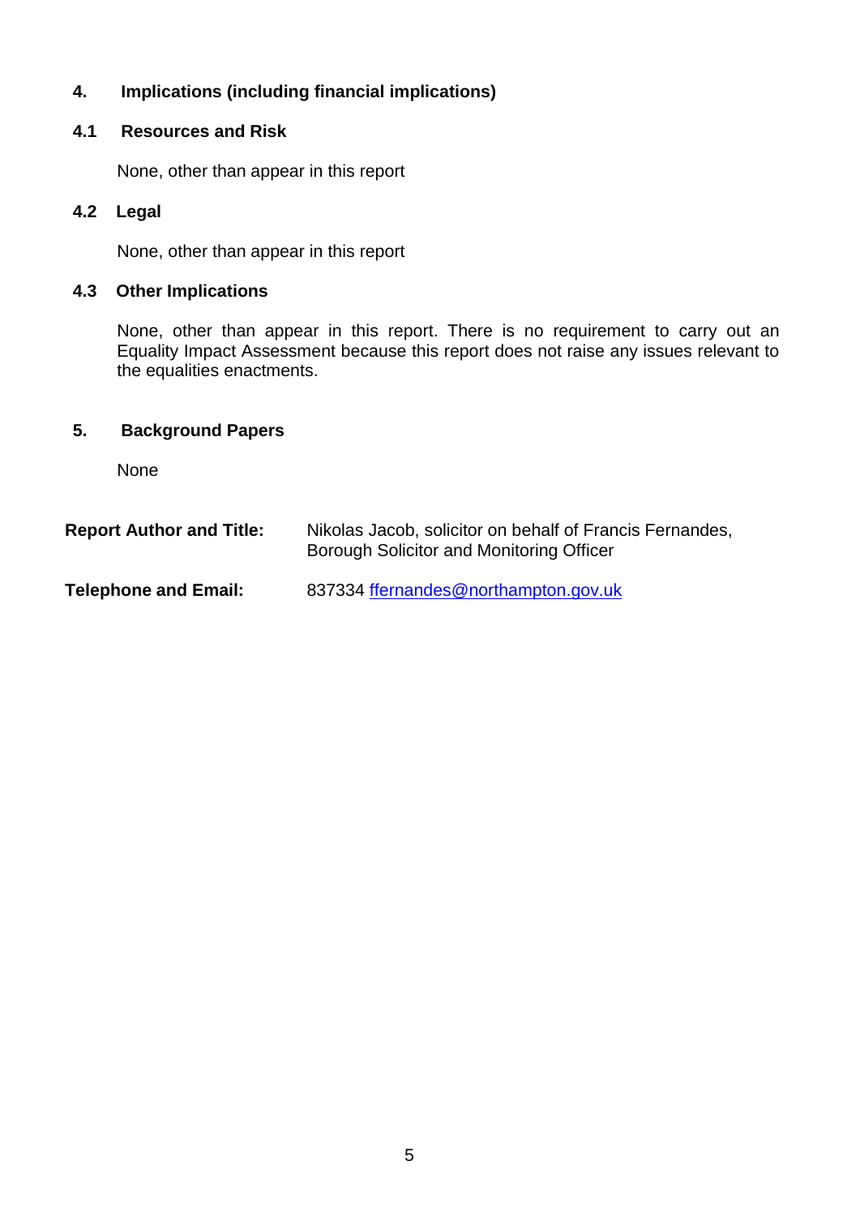## 4. Implications (including financial implications)

### 4.1 Resources and Risk

None, other than appear in this report

### 4.2 Legal

None, other than appear in this report

### 4.3 Other Implications

None, other than appear in this report. There is no requirement to carry out an Equality Impact Assessment because this report does not raise any issues relevant to the equalities enactments.

## 5. Background Papers

None

**Report Author and Title:** Nikolas Jacob, solicitor on behalf of Francis Fernandes, Borough Solicitor and Monitoring Officer

**Telephone and Email:** 837334 ffernandes@northampton.gov.uk